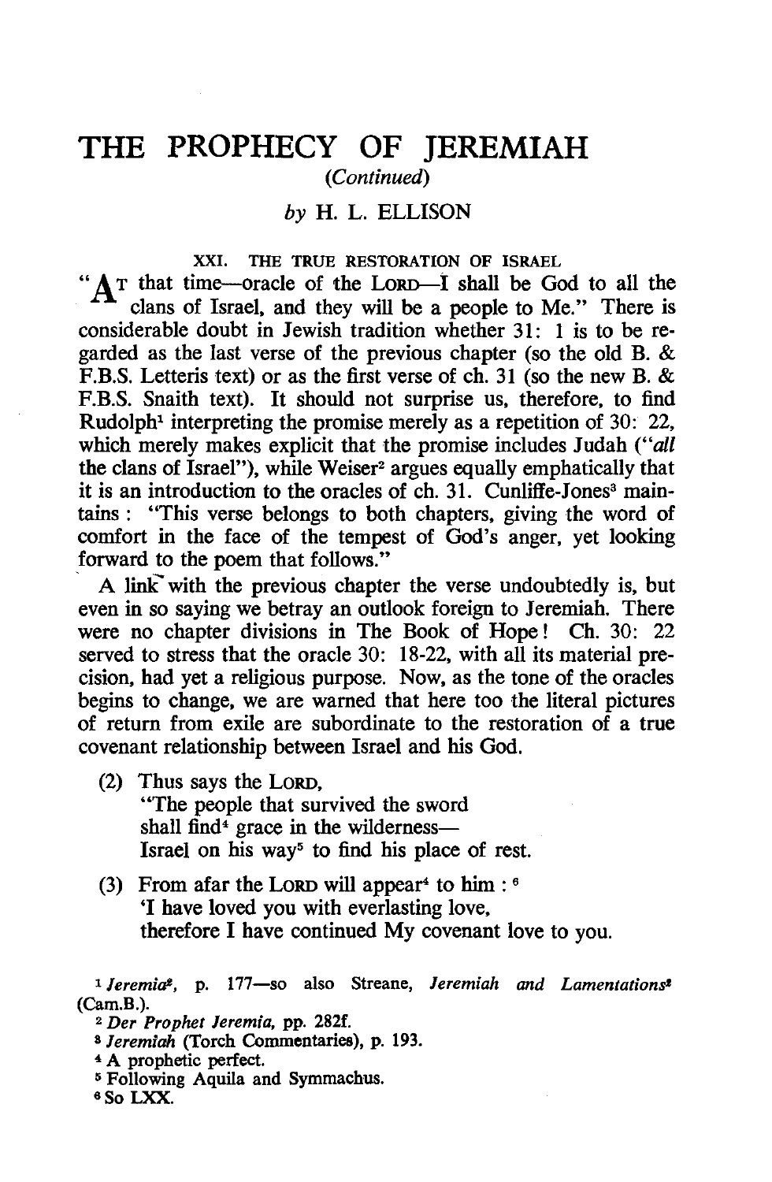# THE PROPHECY OF JEREMIAH

*(Continued)*

*by* H. L. ELLISON

### XXI. THE TRUE RESTORATION OF ISRAEL

"AT that time—oracle of the LORD—I shall be God to all the clans of Israel, and they will be a people to Me." There is considerable doubt in Jewish tradition whether 31: 1 is to be regarded as the last verse of the previous chapter (so the old B. & F.B.S. Letteris text) or as the first verse of ch. 31 (so the new B. & F.B.S. Snaith text). It should not surprise us, therefore, to find Rudolph[1] interpreting the promise merely as a repetition of 30: 22, which merely makes explicit that the promise includes Judah ("*all* the clans of Israel"), while Weiser[2] argues equally emphatically that it is an introduction to the oracles of ch. 31. Cunliffe-Jones[3] maintains: "This verse belongs to both chapters, giving the word of comfort in the face of the tempest of God's anger, yet looking forward to the poem that follows."

A link with the previous chapter the verse undoubtedly is, but even in so saying we betray an outlook foreign to Jeremiah. There were no chapter divisions in The Book of Hope! Ch. 30: 22 served to stress that the oracle 30: 18-22, with all its material precision, had yet a religious purpose. Now, as the tone of the oracles begins to change, we are warned that here too the literal pictures of return from exile are subordinate to the restoration of a true covenant relationship between Israel and his God.

(2) Thus says the LORD,
"The people that survived the sword
shall find[4] grace in the wilderness—
Israel on his way[5] to find his place of rest.

(3) From afar the LORD will appear[4] to him: [6]
'I have loved you with everlasting love,
therefore I have continued My covenant love to you.

---

[1] *Jeremia*[2], p. 177—so also Streane, *Jeremiah and Lamentations*[2] (Cam.B.).

[2] *Der Prophet Jeremia*, pp. 282f.

[3] *Jeremiah* (Torch Commentaries), p. 193.

[4] A prophetic perfect.

[5] Following Aquila and Symmachus.

[6] So LXX.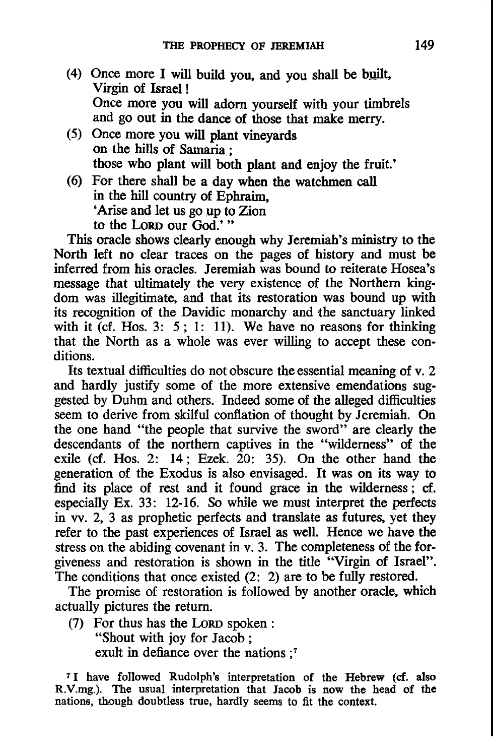(4) Once more I will build you, and you shall be built,
Virgin of Israel!
Once more you will adorn yourself with your timbrels
and go out in the dance of those that make merry.

(5) Once more you will plant vineyards
on the hills of Samaria;
those who plant will both plant and enjoy the fruit.'

(6) For there shall be a day when the watchmen call
in the hill country of Ephraim,
'Arise and let us go up to Zion
to the LORD our God.'"

This oracle shows clearly enough why Jeremiah's ministry to the North left no clear traces on the pages of history and must be inferred from his oracles. Jeremiah was bound to reiterate Hosea's message that ultimately the very existence of the Northern kingdom was illegitimate, and that its restoration was bound up with its recognition of the Davidic monarchy and the sanctuary linked with it (cf. Hos. 3: 5; 1: 11). We have no reasons for thinking that the North as a whole was ever willing to accept these conditions.

Its textual difficulties do not obscure the essential meaning of v. 2 and hardly justify some of the more extensive emendations suggested by Duhm and others. Indeed some of the alleged difficulties seem to derive from skilful conflation of thought by Jeremiah. On the one hand "the people that survive the sword" are clearly the descendants of the northern captives in the "wilderness" of the exile (cf. Hos. 2: 14; Ezek. 20: 35). On the other hand the generation of the Exodus is also envisaged. It was on its way to find its place of rest and it found grace in the wilderness; cf. especially Ex. 33: 12-16. So while we must interpret the perfects in vv. 2, 3 as prophetic perfects and translate as futures, yet they refer to the past experiences of Israel as well. Hence we have the stress on the abiding covenant in v. 3. The completeness of the forgiveness and restoration is shown in the title "Virgin of Israel". The conditions that once existed (2: 2) are to be fully restored.

The promise of restoration is followed by another oracle, which actually pictures the return.

(7) For thus has the LORD spoken:
"Shout with joy for Jacob;
exult in defiance over the nations;[7]

[7] I have followed Rudolph's interpretation of the Hebrew (cf. also R.V.mg.). The usual interpretation that Jacob is now the head of the nations, though doubtless true, hardly seems to fit the context.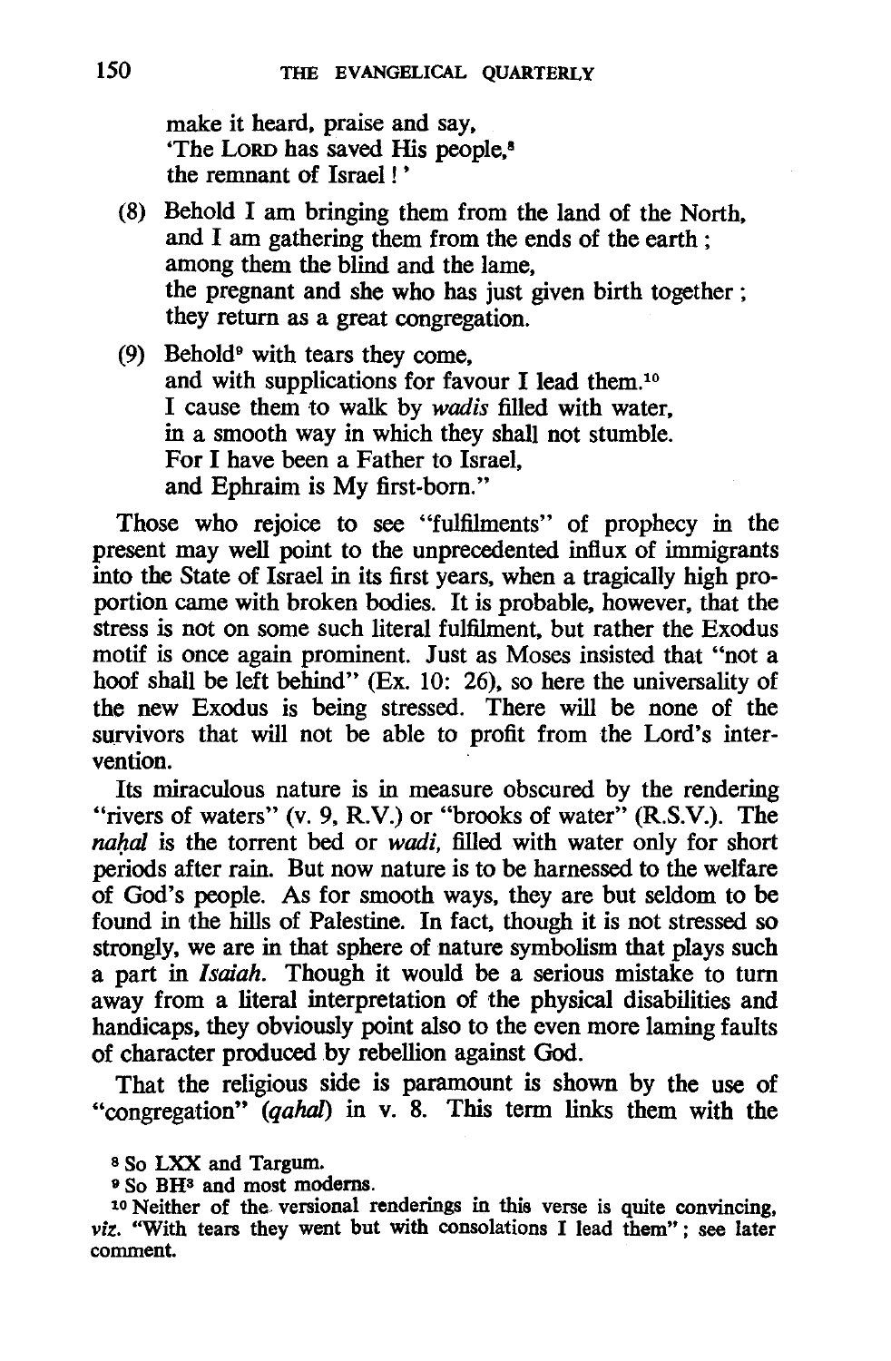make it heard, praise and say,
'The LORD has saved His people,[8]
the remnant of Israel!'

(8) Behold I am bringing them from the land of the North,
and I am gathering them from the ends of the earth;
among them the blind and the lame,
the pregnant and she who has just given birth together;
they return as a great congregation.

(9) Behold[9] with tears they come,
and with supplications for favour I lead them.[10]
I cause them to walk by *wadis* filled with water,
in a smooth way in which they shall not stumble.
For I have been a Father to Israel,
and Ephraim is My first-born."

Those who rejoice to see "fulfilments" of prophecy in the present may well point to the unprecedented influx of immigrants into the State of Israel in its first years, when a tragically high proportion came with broken bodies. It is probable, however, that the stress is not on some such literal fulfilment, but rather the Exodus motif is once again prominent. Just as Moses insisted that "not a hoof shall be left behind" (Ex. 10: 26), so here the universality of the new Exodus is being stressed. There will be none of the survivors that will not be able to profit from the Lord's intervention.

Its miraculous nature is in measure obscured by the rendering "rivers of waters" (v. 9, R.V.) or "brooks of water" (R.S.V.). The *naḥal* is the torrent bed or *wadi*, filled with water only for short periods after rain. But now nature is to be harnessed to the welfare of God's people. As for smooth ways, they are but seldom to be found in the hills of Palestine. In fact, though it is not stressed so strongly, we are in that sphere of nature symbolism that plays such a part in *Isaiah*. Though it would be a serious mistake to turn away from a literal interpretation of the physical disabilities and handicaps, they obviously point also to the even more laming faults of character produced by rebellion against God.

That the religious side is paramount is shown by the use of "congregation" (*qahal*) in v. 8. This term links them with the

[8] So LXX and Targum.

[9] So BH[3] and most moderns.

[10] Neither of the versional renderings in this verse is quite convincing, *viz.* "With tears they went but with consolations I lead them"; see later comment.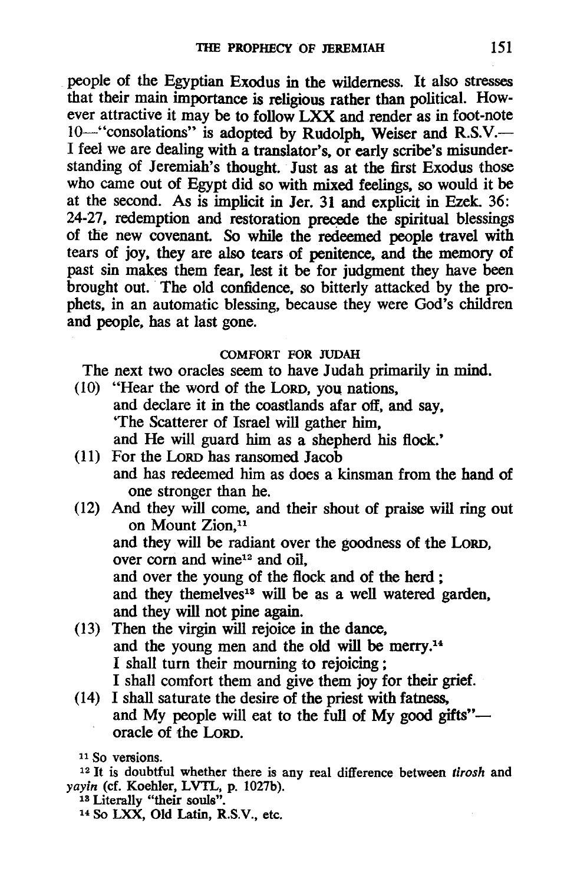people of the Egyptian Exodus in the wilderness. It also stresses that their main importance is religious rather than political. However attractive it may be to follow LXX and render as in foot-note 10—"consolations" is adopted by Rudolph, Weiser and R.S.V.—I feel we are dealing with a translator's, or early scribe's misunderstanding of Jeremiah's thought. Just as at the first Exodus those who came out of Egypt did so with mixed feelings, so would it be at the second. As is implicit in Jer. 31 and explicit in Ezek. 36: 24-27, redemption and restoration precede the spiritual blessings of the new covenant. So while the redeemed people travel with tears of joy, they are also tears of penitence, and the memory of past sin makes them fear, lest it be for judgment they have been brought out. The old confidence, so bitterly attacked by the prophets, in an automatic blessing, because they were God's children and people, has at last gone.

### COMFORT FOR JUDAH

The next two oracles seem to have Judah primarily in mind.

(10) "Hear the word of the LORD, you nations,
and declare it in the coastlands afar off, and say,
'The Scatterer of Israel will gather him,
and He will guard him as a shepherd his flock.'

(11) For the LORD has ransomed Jacob
and has redeemed him as does a kinsman from the hand of one stronger than he.

(12) And they will come, and their shout of praise will ring out on Mount Zion,[11]
and they will be radiant over the goodness of the LORD,
over corn and wine[12] and oil,
and over the young of the flock and of the herd;
and they themelves[13] will be as a well watered garden,
and they will not pine again.

(13) Then the virgin will rejoice in the dance,
and the young men and the old will be merry.[14]
I shall turn their mourning to rejoicing;
I shall comfort them and give them joy for their grief.

(14) I shall saturate the desire of the priest with fatness,
and My people will eat to the full of My good gifts"—
oracle of the LORD.

[11] So versions.

[12] It is doubtful whether there is any real difference between *tirosh* and *yayin* (cf. Koehler, LVTL, p. 1027b).

[13] Literally "their souls".

[14] So LXX, Old Latin, R.S.V., etc.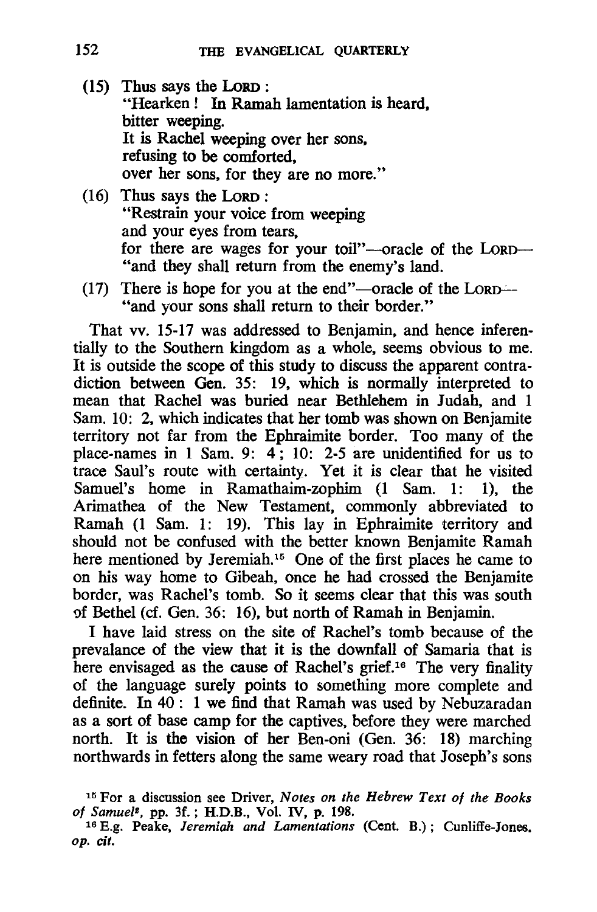(15) Thus says the LORD:
"Hearken! In Ramah lamentation is heard,
bitter weeping.
It is Rachel weeping over her sons,
refusing to be comforted,
over her sons, for they are no more."

(16) Thus says the LORD:
"Restrain your voice from weeping
and your eyes from tears,
for there are wages for your toil"—oracle of the LORD—
"and they shall return from the enemy's land.

(17) There is hope for you at the end"—oracle of the LORD—
"and your sons shall return to their border."

That vv. 15-17 was addressed to Benjamin, and hence inferentially to the Southern kingdom as a whole, seems obvious to me. It is outside the scope of this study to discuss the apparent contradiction between Gen. 35: 19, which is normally interpreted to mean that Rachel was buried near Bethlehem in Judah, and 1 Sam. 10: 2, which indicates that her tomb was shown on Benjamite territory not far from the Ephraimite border. Too many of the place-names in 1 Sam. 9: 4; 10: 2-5 are unidentified for us to trace Saul's route with certainty. Yet it is clear that he visited Samuel's home in Ramathaim-zophim (1 Sam. 1: 1), the Arimathea of the New Testament, commonly abbreviated to Ramah (1 Sam. 1: 19). This lay in Ephraimite territory and should not be confused with the better known Benjamite Ramah here mentioned by Jeremiah.[15] One of the first places he came to on his way home to Gibeah, once he had crossed the Benjamite border, was Rachel's tomb. So it seems clear that this was south of Bethel (cf. Gen. 36: 16), but north of Ramah in Benjamin.

I have laid stress on the site of Rachel's tomb because of the prevalance of the view that it is the downfall of Samaria that is here envisaged as the cause of Rachel's grief.[16] The very finality of the language surely points to something more complete and definite. In 40: 1 we find that Ramah was used by Nebuzaradan as a sort of base camp for the captives, before they were marched north. It is the vision of her Ben-oni (Gen. 36: 18) marching northwards in fetters along the same weary road that Joseph's sons

[15] For a discussion see Driver, *Notes on the Hebrew Text of the Books of Samuel*[2], pp. 3f.; H.D.B., Vol. IV, p. 198.

[16] E.g. Peake, *Jeremiah and Lamentations* (Cent. B.); Cunliffe-Jones, *op. cit.*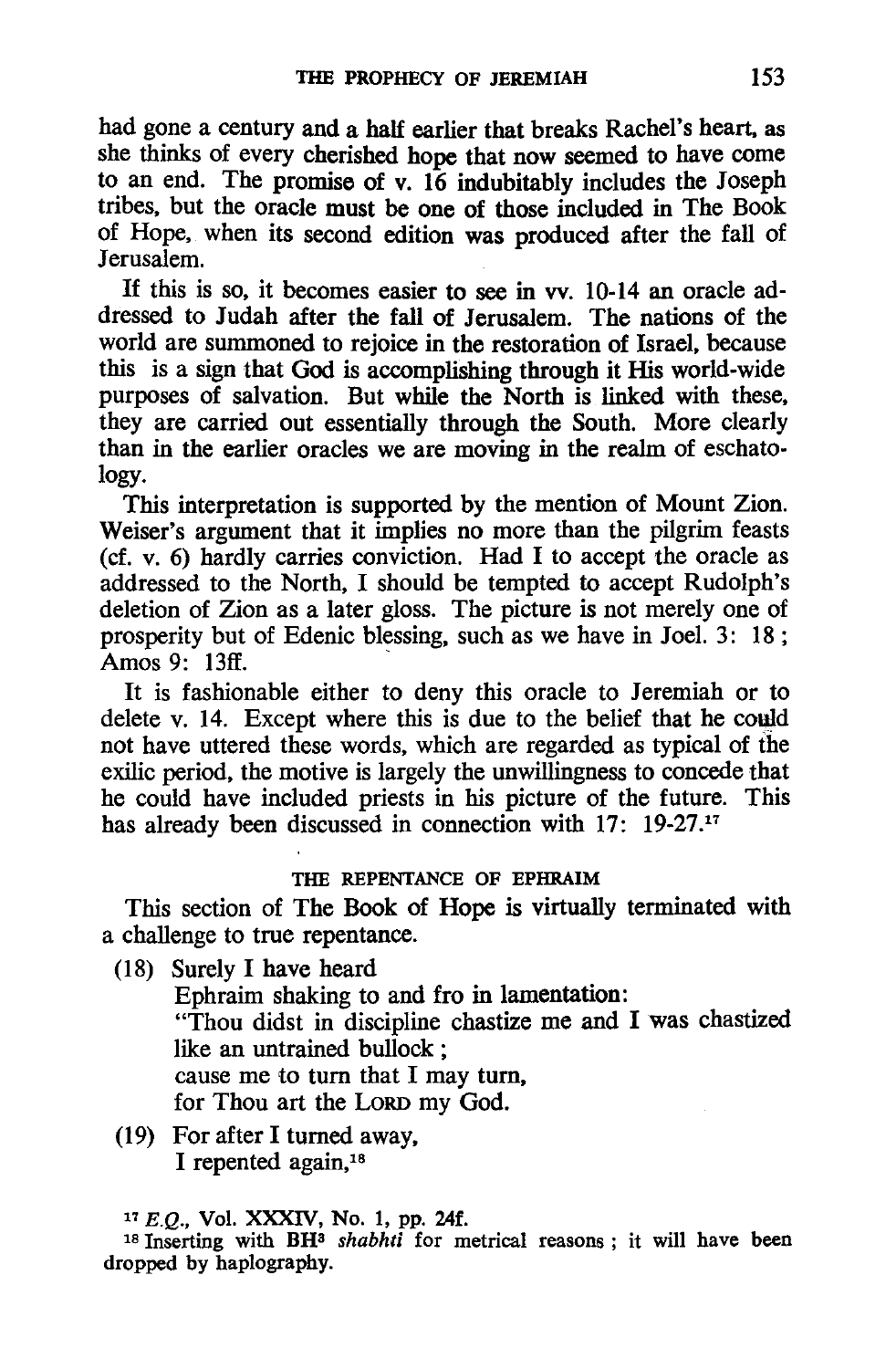had gone a century and a half earlier that breaks Rachel's heart, as she thinks of every cherished hope that now seemed to have come to an end. The promise of v. 16 indubitably includes the Joseph tribes, but the oracle must be one of those included in The Book of Hope, when its second edition was produced after the fall of Jerusalem.

If this is so, it becomes easier to see in vv. 10-14 an oracle addressed to Judah after the fall of Jerusalem. The nations of the world are summoned to rejoice in the restoration of Israel, because this is a sign that God is accomplishing through it His world-wide purposes of salvation. But while the North is linked with these, they are carried out essentially through the South. More clearly than in the earlier oracles we are moving in the realm of eschatology.

This interpretation is supported by the mention of Mount Zion. Weiser's argument that it implies no more than the pilgrim feasts (cf. v. 6) hardly carries conviction. Had I to accept the oracle as addressed to the North, I should be tempted to accept Rudolph's deletion of Zion as a later gloss. The picture is not merely one of prosperity but of Edenic blessing, such as we have in Joel. 3: 18; Amos 9: 13ff.

It is fashionable either to deny this oracle to Jeremiah or to delete v. 14. Except where this is due to the belief that he could not have uttered these words, which are regarded as typical of the exilic period, the motive is largely the unwillingness to concede that he could have included priests in his picture of the future. This has already been discussed in connection with 17: 19-27.[17]

### THE REPENTANCE OF EPHRAIM

This section of The Book of Hope is virtually terminated with a challenge to true repentance.

(18) Surely I have heard
Ephraim shaking to and fro in lamentation:
"Thou didst in discipline chastize me and I was chastized like an untrained bullock;
cause me to turn that I may turn,
for Thou art the LORD my God.

(19) For after I turned away,
I repented again,[18]

[17] *E.Q.*, Vol. XXXIV, No. 1, pp. 24f.

[18] Inserting with BH[3] *shabhti* for metrical reasons; it will have been dropped by haplography.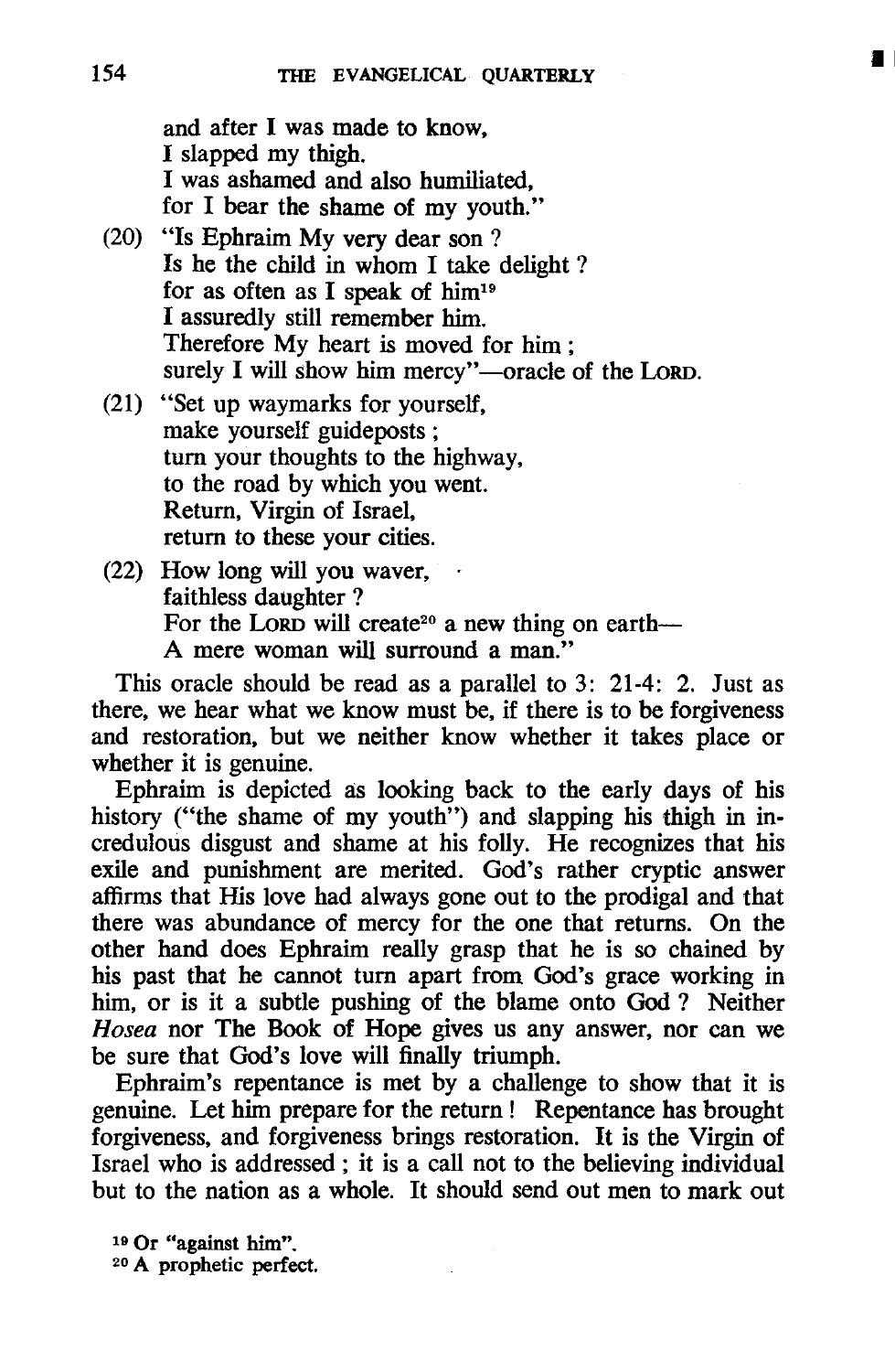and after I was made to know,
I slapped my thigh.
I was ashamed and also humiliated,
for I bear the shame of my youth."

(20) "Is Ephraim My very dear son?
Is he the child in whom I take delight?
for as often as I speak of him[19]
I assuredly still remember him.
Therefore My heart is moved for him;
surely I will show him mercy"—oracle of the LORD.

(21) "Set up waymarks for yourself,
make yourself guideposts;
turn your thoughts to the highway,
to the road by which you went.
Return, Virgin of Israel,
return to these your cities.

(22) How long will you waver,
faithless daughter?
For the LORD will create[20] a new thing on earth—
A mere woman will surround a man."

This oracle should be read as a parallel to 3: 21-4: 2. Just as there, we hear what we know must be, if there is to be forgiveness and restoration, but we neither know whether it takes place or whether it is genuine.

Ephraim is depicted as looking back to the early days of his history ("the shame of my youth") and slapping his thigh in incredulous disgust and shame at his folly. He recognizes that his exile and punishment are merited. God's rather cryptic answer affirms that His love had always gone out to the prodigal and that there was abundance of mercy for the one that returns. On the other hand does Ephraim really grasp that he is so chained by his past that he cannot turn apart from God's grace working in him, or is it a subtle pushing of the blame onto God? Neither *Hosea* nor The Book of Hope gives us any answer, nor can we be sure that God's love will finally triumph.

Ephraim's repentance is met by a challenge to show that it is genuine. Let him prepare for the return! Repentance has brought forgiveness, and forgiveness brings restoration. It is the Virgin of Israel who is addressed; it is a call not to the believing individual but to the nation as a whole. It should send out men to mark out

[19] Or "against him".

[20] A prophetic perfect.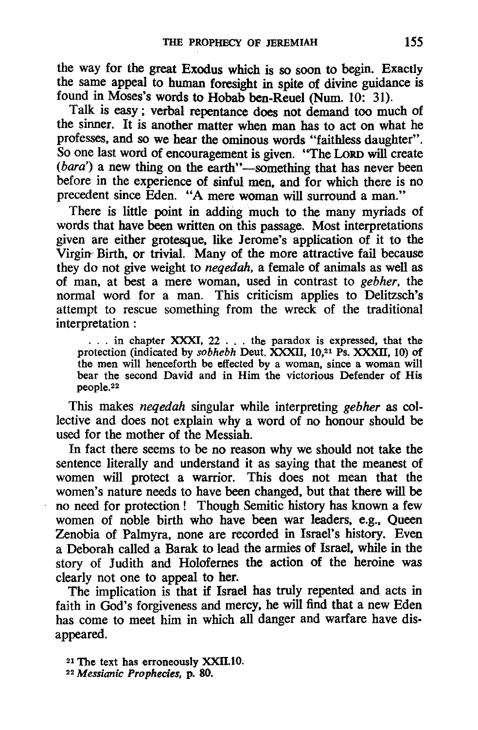the way for the great Exodus which is so soon to begin. Exactly the same appeal to human foresight in spite of divine guidance is found in Moses's words to Hobab ben-Reuel (Num. 10: 31).

Talk is easy; verbal repentance does not demand too much of the sinner. It is another matter when man has to act on what he professes, and so we hear the ominous words "faithless daughter". So one last word of encouragement is given. "The LORD will create (*bara'*) a new thing on the earth"—something that has never been before in the experience of sinful men, and for which there is no precedent since Eden. "A mere woman will surround a man."

There is little point in adding much to the many myriads of words that have been written on this passage. Most interpretations given are either grotesque, like Jerome's application of it to the Virgin Birth, or trivial. Many of the more attractive fail because they do not give weight to *neqedah*, a female of animals as well as of man, at best a mere woman, used in contrast to *gebher*, the normal word for a man. This criticism applies to Delitzsch's attempt to rescue something from the wreck of the traditional interpretation:

> . . . in chapter XXXI, 22 . . . the paradox is expressed, that the protection (indicated by *sobhebh* Deut. XXXII, 10,[21] Ps. XXXII, 10) of the men will henceforth be effected by a woman, since a woman will bear the second David and in Him the victorious Defender of His people.[22]

This makes *neqedah* singular while interpreting *gebher* as collective and does not explain why a word of no honour should be used for the mother of the Messiah.

In fact there seems to be no reason why we should not take the sentence literally and understand it as saying that the meanest of women will protect a warrior. This does not mean that the women's nature needs to have been changed, but that there will be no need for protection! Though Semitic history has known a few women of noble birth who have been war leaders, e.g., Queen Zenobia of Palmyra, none are recorded in Israel's history. Even a Deborah called a Barak to lead the armies of Israel, while in the story of Judith and Holofernes the action of the heroine was clearly not one to appeal to her.

The implication is that if Israel has truly repented and acts in faith in God's forgiveness and mercy, he will find that a new Eden has come to meet him in which all danger and warfare have disappeared.

[21] The text has erroneously XXII.10.

[22] *Messianic Prophecies*, p. 80.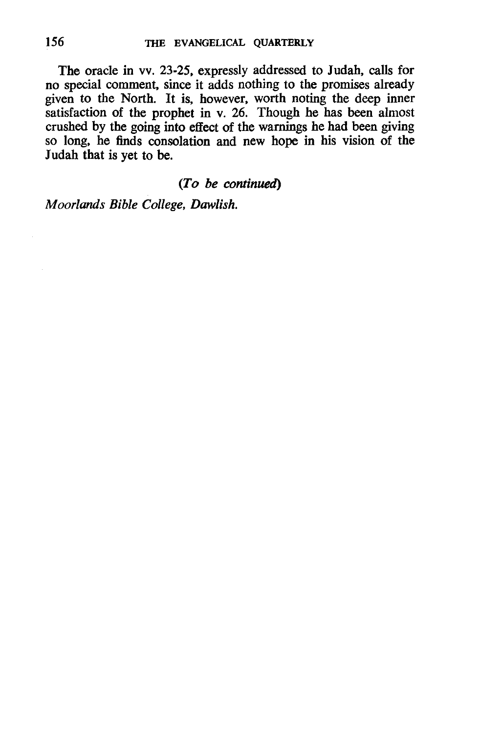The oracle in vv. 23-25, expressly addressed to Judah, calls for no special comment, since it adds nothing to the promises already given to the North. It is, however, worth noting the deep inner satisfaction of the prophet in v. 26. Though he has been almost crushed by the going into effect of the warnings he had been giving so long, he finds consolation and new hope in his vision of the Judah that is yet to be.

*(To be continued)*

*Moorlands Bible College, Dawlish.*